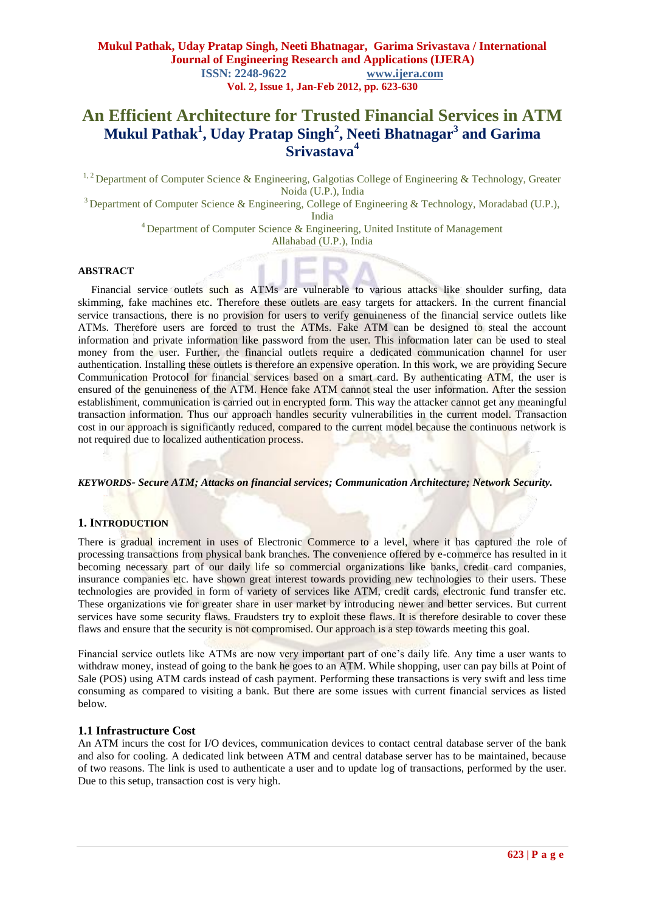# An Efficient Architecture for Trusted Financial Services in ATM

**Mukul Pathak[1], Uday Pratap Singh[2], Neeti Bhatnagar[3] and Garima Srivastava[4]**

[1, 2] Department of Computer Science & Engineering, Galgotias College of Engineering & Technology, Greater Noida (U.P.), India

[3] Department of Computer Science & Engineering, College of Engineering & Technology, Moradabad (U.P.), India

[4] Department of Computer Science & Engineering, United Institute of Management Allahabad (U.P.), India

**ABSTRACT**

Financial service outlets such as ATMs are vulnerable to various attacks like shoulder surfing, data skimming, fake machines etc. Therefore these outlets are easy targets for attackers. In the current financial service transactions, there is no provision for users to verify genuineness of the financial service outlets like ATMs. Therefore users are forced to trust the ATMs. Fake ATM can be designed to steal the account information and private information like password from the user. This information later can be used to steal money from the user. Further, the financial outlets require a dedicated communication channel for user authentication. Installing these outlets is therefore an expensive operation. In this work, we are providing Secure Communication Protocol for financial services based on a smart card. By authenticating ATM, the user is ensured of the genuineness of the ATM. Hence fake ATM cannot steal the user information. After the session establishment, communication is carried out in encrypted form. This way the attacker cannot get any meaningful transaction information. Thus our approach handles security vulnerabilities in the current model. Transaction cost in our approach is significantly reduced, compared to the current model because the continuous network is not required due to localized authentication process.

***KEYWORDS- Secure ATM; Attacks on financial services; Communication Architecture; Network Security.***

## 1. INTRODUCTION

There is gradual increment in uses of Electronic Commerce to a level, where it has captured the role of processing transactions from physical bank branches. The convenience offered by e-commerce has resulted in it becoming necessary part of our daily life so commercial organizations like banks, credit card companies, insurance companies etc. have shown great interest towards providing new technologies to their users. These technologies are provided in form of variety of services like ATM, credit cards, electronic fund transfer etc. These organizations vie for greater share in user market by introducing newer and better services. But current services have some security flaws. Fraudsters try to exploit these flaws. It is therefore desirable to cover these flaws and ensure that the security is not compromised. Our approach is a step towards meeting this goal.

Financial service outlets like ATMs are now very important part of one's daily life. Any time a user wants to withdraw money, instead of going to the bank he goes to an ATM. While shopping, user can pay bills at Point of Sale (POS) using ATM cards instead of cash payment. Performing these transactions is very swift and less time consuming as compared to visiting a bank. But there are some issues with current financial services as listed below.

### 1.1 Infrastructure Cost

An ATM incurs the cost for I/O devices, communication devices to contact central database server of the bank and also for cooling. A dedicated link between ATM and central database server has to be maintained, because of two reasons. The link is used to authenticate a user and to update log of transactions, performed by the user. Due to this setup, transaction cost is very high.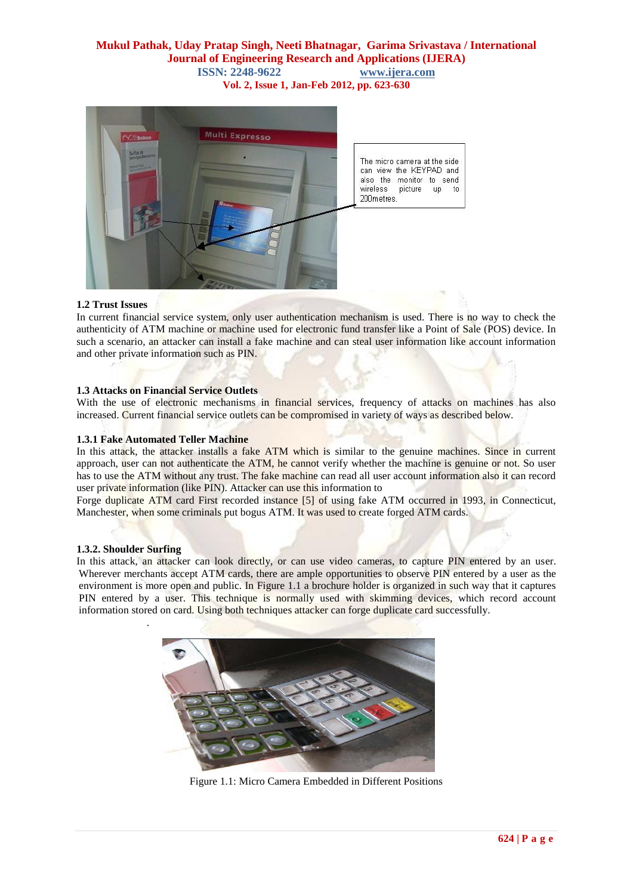The micro camera at the side can view the KEYPAD and also the monitor to send wireless picture up to 200metres.

### 1.2 Trust Issues

In current financial service system, only user authentication mechanism is used. There is no way to check the authenticity of ATM machine or machine used for electronic fund transfer like a Point of Sale (POS) device. In such a scenario, an attacker can install a fake machine and can steal user information like account information and other private information such as PIN.

### 1.3 Attacks on Financial Service Outlets

With the use of electronic mechanisms in financial services, frequency of attacks on machines has also increased. Current financial service outlets can be compromised in variety of ways as described below.

#### 1.3.1 Fake Automated Teller Machine

In this attack, the attacker installs a fake ATM which is similar to the genuine machines. Since in current approach, user can not authenticate the ATM, he cannot verify whether the machine is genuine or not. So user has to use the ATM without any trust. The fake machine can read all user account information also it can record user private information (like PIN). Attacker can use this information to

Forge duplicate ATM card First recorded instance [5] of using fake ATM occurred in 1993, in Connecticut, Manchester, when some criminals put bogus ATM. It was used to create forged ATM cards.

#### 1.3.2. Shoulder Surfing

In this attack, an attacker can look directly, or can use video cameras, to capture PIN entered by an user. Wherever merchants accept ATM cards, there are ample opportunities to observe PIN entered by a user as the environment is more open and public. In Figure 1.1 a brochure holder is organized in such way that it captures PIN entered by a user. This technique is normally used with skimming devices, which record account information stored on card. Using both techniques attacker can forge duplicate card successfully.

Figure 1.1: Micro Camera Embedded in Different Positions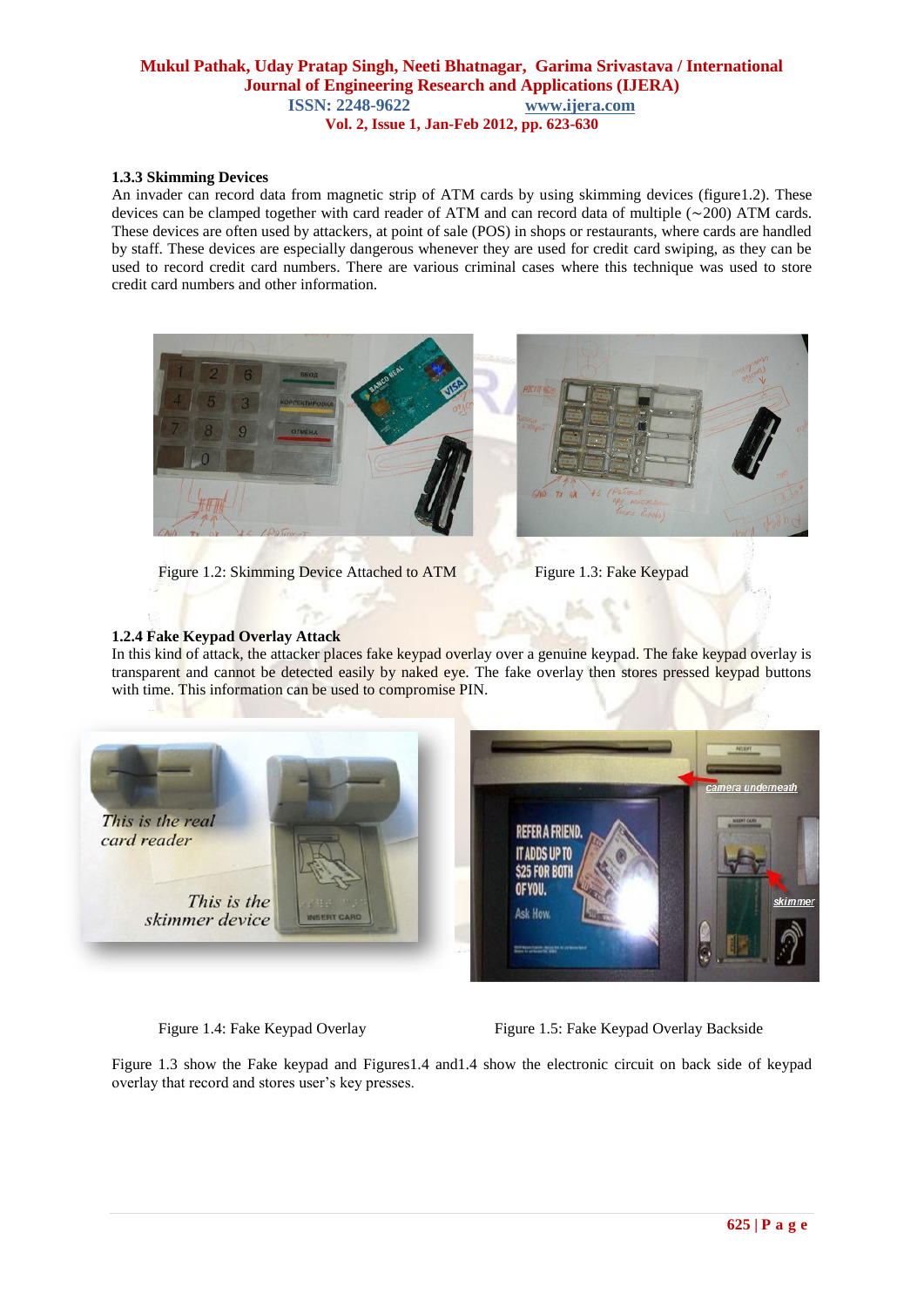### 1.3.3 Skimming Devices

An invader can record data from magnetic strip of ATM cards by using skimming devices (figure1.2). These devices can be clamped together with card reader of ATM and can record data of multiple (~200) ATM cards. These devices are often used by attackers, at point of sale (POS) in shops or restaurants, where cards are handled by staff. These devices are especially dangerous whenever they are used for credit card swiping, as they can be used to record credit card numbers. There are various criminal cases where this technique was used to store credit card numbers and other information.

Figure 1.2: Skimming Device Attached to ATM

Figure 1.3: Fake Keypad

### 1.2.4 Fake Keypad Overlay Attack

In this kind of attack, the attacker places fake keypad overlay over a genuine keypad. The fake keypad overlay is transparent and cannot be detected easily by naked eye. The fake overlay then stores pressed keypad buttons with time. This information can be used to compromise PIN.

Figure 1.4: Fake Keypad Overlay

Figure 1.5: Fake Keypad Overlay Backside

Figure 1.3 show the Fake keypad and Figures1.4 and1.4 show the electronic circuit on back side of keypad overlay that record and stores user's key presses.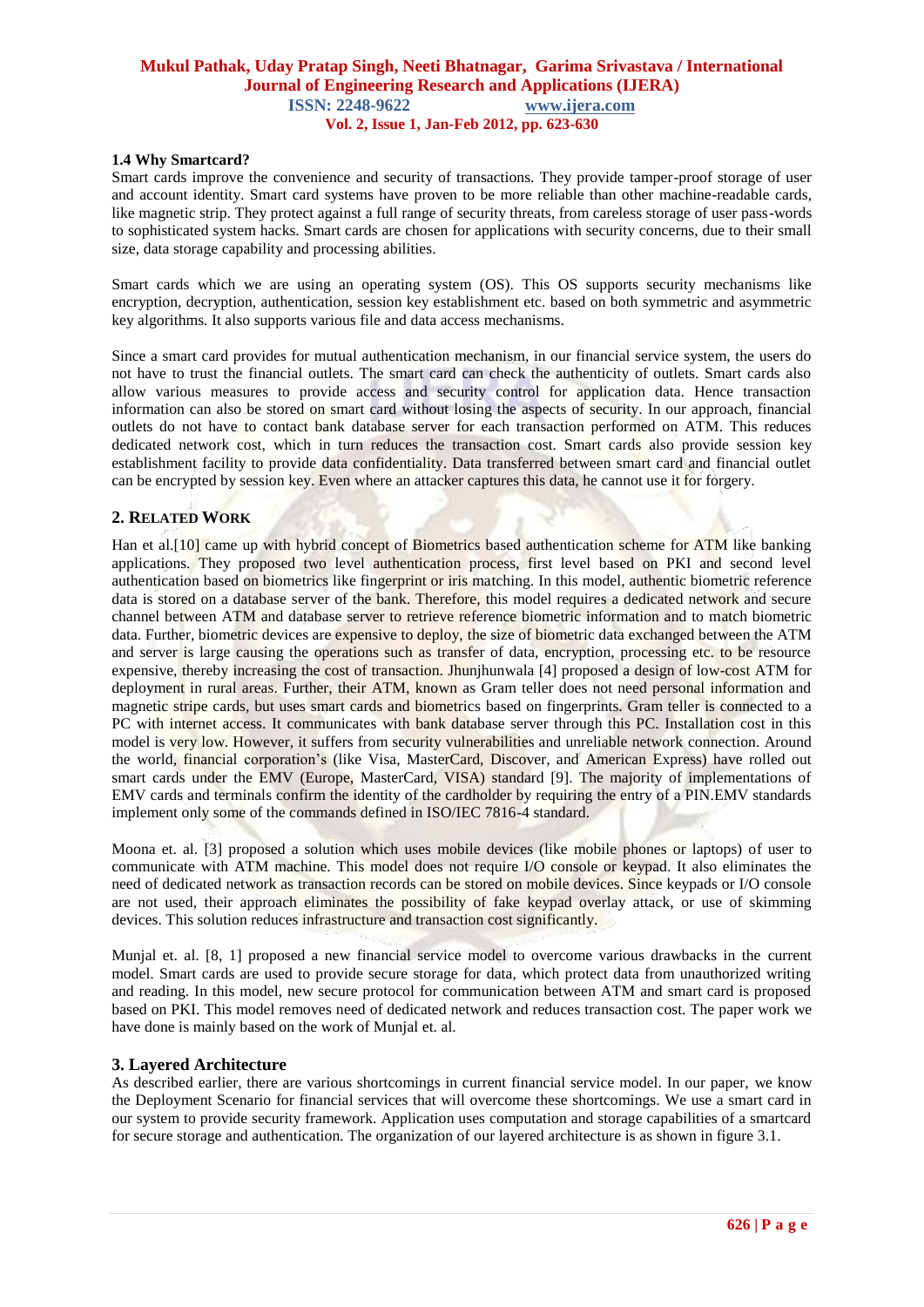### 1.4 Why Smartcard?

Smart cards improve the convenience and security of transactions. They provide tamper-proof storage of user and account identity. Smart card systems have proven to be more reliable than other machine-readable cards, like magnetic strip. They protect against a full range of security threats, from careless storage of user pass-words to sophisticated system hacks. Smart cards are chosen for applications with security concerns, due to their small size, data storage capability and processing abilities.

Smart cards which we are using an operating system (OS). This OS supports security mechanisms like encryption, decryption, authentication, session key establishment etc. based on both symmetric and asymmetric key algorithms. It also supports various file and data access mechanisms.

Since a smart card provides for mutual authentication mechanism, in our financial service system, the users do not have to trust the financial outlets. The smart card can check the authenticity of outlets. Smart cards also allow various measures to provide access and security control for application data. Hence transaction information can also be stored on smart card without losing the aspects of security. In our approach, financial outlets do not have to contact bank database server for each transaction performed on ATM. This reduces dedicated network cost, which in turn reduces the transaction cost. Smart cards also provide session key establishment facility to provide data confidentiality. Data transferred between smart card and financial outlet can be encrypted by session key. Even where an attacker captures this data, he cannot use it for forgery.

## 2. Related Work

Han et al.[10] came up with hybrid concept of Biometrics based authentication scheme for ATM like banking applications. They proposed two level authentication process, first level based on PKI and second level authentication based on biometrics like fingerprint or iris matching. In this model, authentic biometric reference data is stored on a database server of the bank. Therefore, this model requires a dedicated network and secure channel between ATM and database server to retrieve reference biometric information and to match biometric data. Further, biometric devices are expensive to deploy, the size of biometric data exchanged between the ATM and server is large causing the operations such as transfer of data, encryption, processing etc. to be resource expensive, thereby increasing the cost of transaction. Jhunjhunwala [4] proposed a design of low-cost ATM for deployment in rural areas. Further, their ATM, known as Gram teller does not need personal information and magnetic stripe cards, but uses smart cards and biometrics based on fingerprints. Gram teller is connected to a PC with internet access. It communicates with bank database server through this PC. Installation cost in this model is very low. However, it suffers from security vulnerabilities and unreliable network connection. Around the world, financial corporation's (like Visa, MasterCard, Discover, and American Express) have rolled out smart cards under the EMV (Europe, MasterCard, VISA) standard [9]. The majority of implementations of EMV cards and terminals confirm the identity of the cardholder by requiring the entry of a PIN.EMV standards implement only some of the commands defined in ISO/IEC 7816-4 standard.

Moona et. al. [3] proposed a solution which uses mobile devices (like mobile phones or laptops) of user to communicate with ATM machine. This model does not require I/O console or keypad. It also eliminates the need of dedicated network as transaction records can be stored on mobile devices. Since keypads or I/O console are not used, their approach eliminates the possibility of fake keypad overlay attack, or use of skimming devices. This solution reduces infrastructure and transaction cost significantly.

Munjal et. al. [8, 1] proposed a new financial service model to overcome various drawbacks in the current model. Smart cards are used to provide secure storage for data, which protect data from unauthorized writing and reading. In this model, new secure protocol for communication between ATM and smart card is proposed based on PKI. This model removes need of dedicated network and reduces transaction cost. The paper work we have done is mainly based on the work of Munjal et. al.

## 3. Layered Architecture

As described earlier, there are various shortcomings in current financial service model. In our paper, we know the Deployment Scenario for financial services that will overcome these shortcomings. We use a smart card in our system to provide security framework. Application uses computation and storage capabilities of a smartcard for secure storage and authentication. The organization of our layered architecture is as shown in figure 3.1.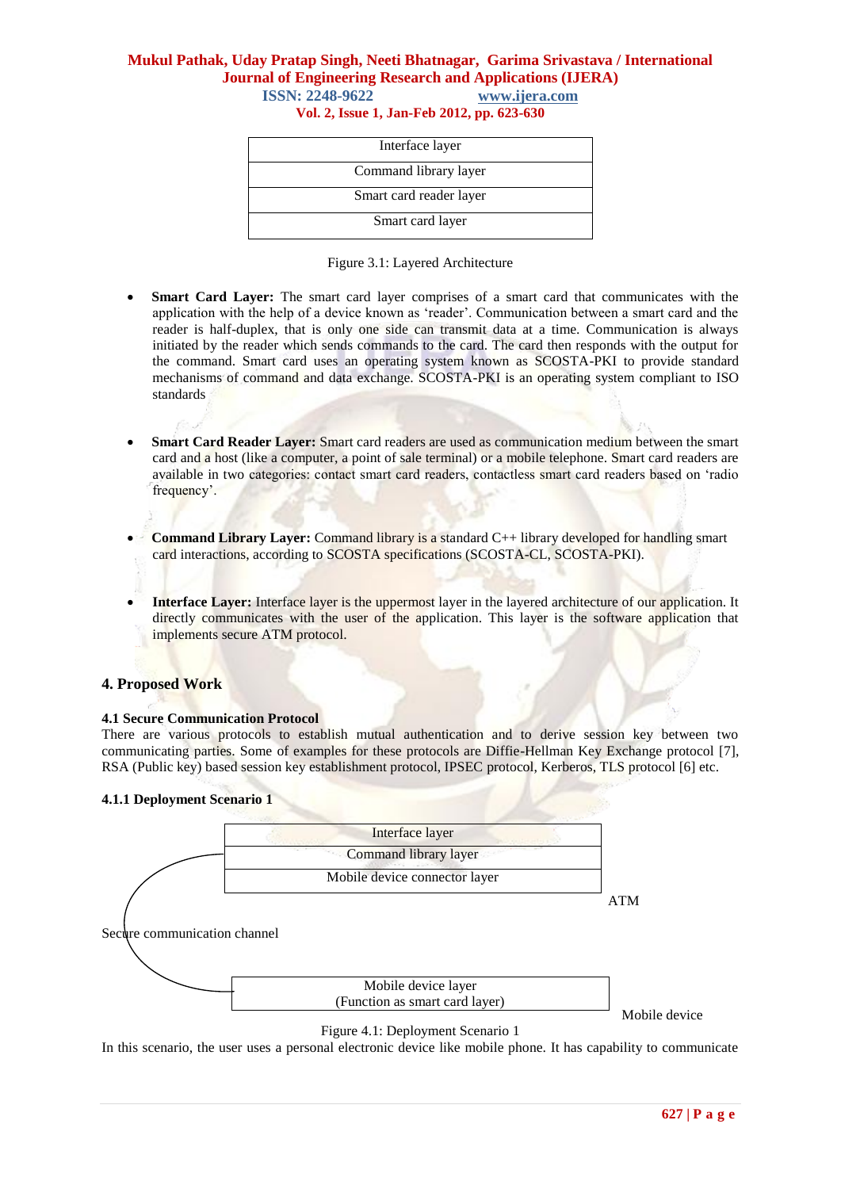| Interface layer |
|---|
| Command library layer |
| Smart card reader layer |
| Smart card layer |

Figure 3.1: Layered Architecture

- **Smart Card Layer:** The smart card layer comprises of a smart card that communicates with the application with the help of a device known as 'reader'. Communication between a smart card and the reader is half-duplex, that is only one side can transmit data at a time. Communication is always initiated by the reader which sends commands to the card. The card then responds with the output for the command. Smart card uses an operating system known as SCOSTA-PKI to provide standard mechanisms of command and data exchange. SCOSTA-PKI is an operating system compliant to ISO standards

- **Smart Card Reader Layer:** Smart card readers are used as communication medium between the smart card and a host (like a computer, a point of sale terminal) or a mobile telephone. Smart card readers are available in two categories: contact smart card readers, contactless smart card readers based on 'radio frequency'.

- **Command Library Layer:** Command library is a standard C++ library developed for handling smart card interactions, according to SCOSTA specifications (SCOSTA-CL, SCOSTA-PKI).

- **Interface Layer:** Interface layer is the uppermost layer in the layered architecture of our application. It directly communicates with the user of the application. This layer is the software application that implements secure ATM protocol.

## 4. Proposed Work

### 4.1 Secure Communication Protocol

There are various protocols to establish mutual authentication and to derive session key between two communicating parties. Some of examples for these protocols are Diffie-Hellman Key Exchange protocol [7], RSA (Public key) based session key establishment protocol, IPSEC protocol, Kerberos, TLS protocol [6] etc.

#### 4.1.1 Deployment Scenario 1

| Interface layer |
|---|
| Command library layer |
| Mobile device connector layer |

ATM

Secure communication channel

| Mobile device layer (Function as smart card layer) |
|---|

Mobile device

Figure 4.1: Deployment Scenario 1

In this scenario, the user uses a personal electronic device like mobile phone. It has capability to communicate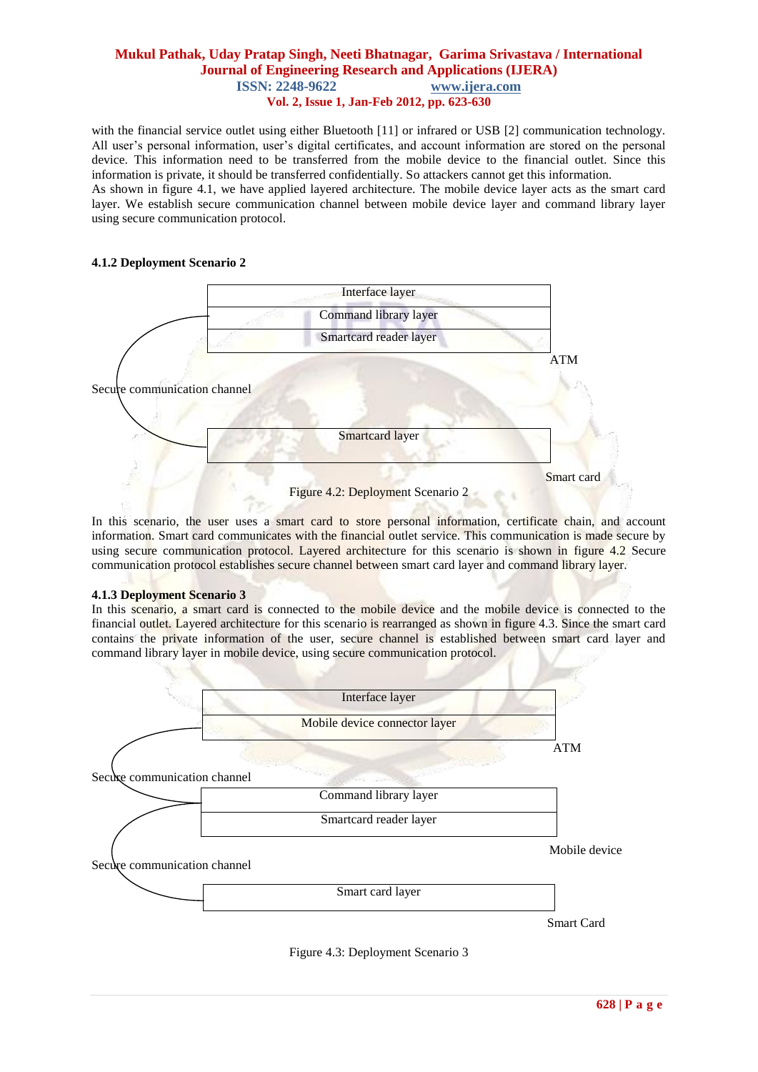with the financial service outlet using either Bluetooth [11] or infrared or USB [2] communication technology. All user's personal information, user's digital certificates, and account information are stored on the personal device. This information need to be transferred from the mobile device to the financial outlet. Since this information is private, it should be transferred confidentially. So attackers cannot get this information.
As shown in figure 4.1, we have applied layered architecture. The mobile device layer acts as the smart card layer. We establish secure communication channel between mobile device layer and command library layer using secure communication protocol.

#### 4.1.2 Deployment Scenario 2

| Interface layer |
|---|
| Command library layer |
| Smartcard reader layer |

ATM

Secure communication channel

| Smartcard layer |
|---|

Smart card

Figure 4.2: Deployment Scenario 2

In this scenario, the user uses a smart card to store personal information, certificate chain, and account information. Smart card communicates with the financial outlet service. This communication is made secure by using secure communication protocol. Layered architecture for this scenario is shown in figure 4.2 Secure communication protocol establishes secure channel between smart card layer and command library layer.

#### 4.1.3 Deployment Scenario 3

In this scenario, a smart card is connected to the mobile device and the mobile device is connected to the financial outlet. Layered architecture for this scenario is rearranged as shown in figure 4.3. Since the smart card contains the private information of the user, secure channel is established between smart card layer and command library layer in mobile device, using secure communication protocol.

| Interface layer |
|---|
| Mobile device connector layer |

ATM

Secure communication channel

| Command library layer |
|---|
| Smartcard reader layer |

Mobile device

Secure communication channel

| Smart card layer |
|---|

Smart Card

Figure 4.3: Deployment Scenario 3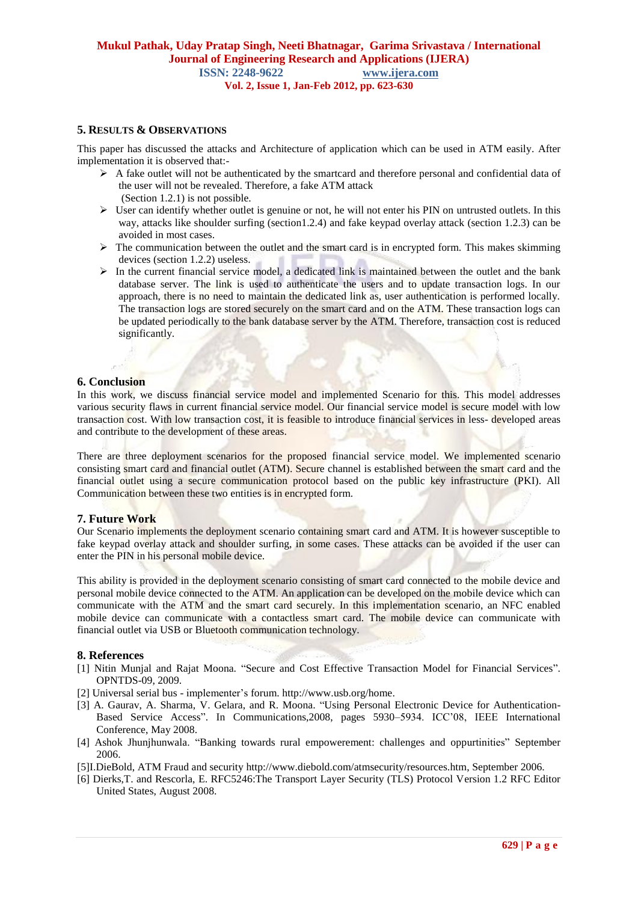## 5. Results & Observations

This paper has discussed the attacks and Architecture of application which can be used in ATM easily. After implementation it is observed that:-

- A fake outlet will not be authenticated by the smartcard and therefore personal and confidential data of the user will not be revealed. Therefore, a fake ATM attack (Section 1.2.1) is not possible.
- User can identify whether outlet is genuine or not, he will not enter his PIN on untrusted outlets. In this way, attacks like shoulder surfing (section1.2.4) and fake keypad overlay attack (section 1.2.3) can be avoided in most cases.
- The communication between the outlet and the smart card is in encrypted form. This makes skimming devices (section 1.2.2) useless.
- In the current financial service model, a dedicated link is maintained between the outlet and the bank database server. The link is used to authenticate the users and to update transaction logs. In our approach, there is no need to maintain the dedicated link as, user authentication is performed locally. The transaction logs are stored securely on the smart card and on the ATM. These transaction logs can be updated periodically to the bank database server by the ATM. Therefore, transaction cost is reduced significantly.

## 6. Conclusion

In this work, we discuss financial service model and implemented Scenario for this. This model addresses various security flaws in current financial service model. Our financial service model is secure model with low transaction cost. With low transaction cost, it is feasible to introduce financial services in less- developed areas and contribute to the development of these areas.

There are three deployment scenarios for the proposed financial service model. We implemented scenario consisting smart card and financial outlet (ATM). Secure channel is established between the smart card and the financial outlet using a secure communication protocol based on the public key infrastructure (PKI). All Communication between these two entities is in encrypted form.

## 7. Future Work

Our Scenario implements the deployment scenario containing smart card and ATM. It is however susceptible to fake keypad overlay attack and shoulder surfing, in some cases. These attacks can be avoided if the user can enter the PIN in his personal mobile device.

This ability is provided in the deployment scenario consisting of smart card connected to the mobile device and personal mobile device connected to the ATM. An application can be developed on the mobile device which can communicate with the ATM and the smart card securely. In this implementation scenario, an NFC enabled mobile device can communicate with a contactless smart card. The mobile device can communicate with financial outlet via USB or Bluetooth communication technology.

## 8. References

[1] Nitin Munjal and Rajat Moona. “Secure and Cost Effective Transaction Model for Financial Services”. OPNTDS-09, 2009.

[2] Universal serial bus - implementer’s forum. http://www.usb.org/home.

[3] A. Gaurav, A. Sharma, V. Gelara, and R. Moona. “Using Personal Electronic Device for Authentication-Based Service Access”. In Communications,2008, pages 5930–5934. ICC’08, IEEE International Conference, May 2008.

[4] Ashok Jhunjhunwala. “Banking towards rural empowerement: challenges and oppurtinities” September 2006.

[5]I.DieBold, ATM Fraud and security http://www.diebold.com/atmsecurity/resources.htm, September 2006.

[6] Dierks,T. and Rescorla, E. RFC5246:The Transport Layer Security (TLS) Protocol Version 1.2 RFC Editor United States, August 2008.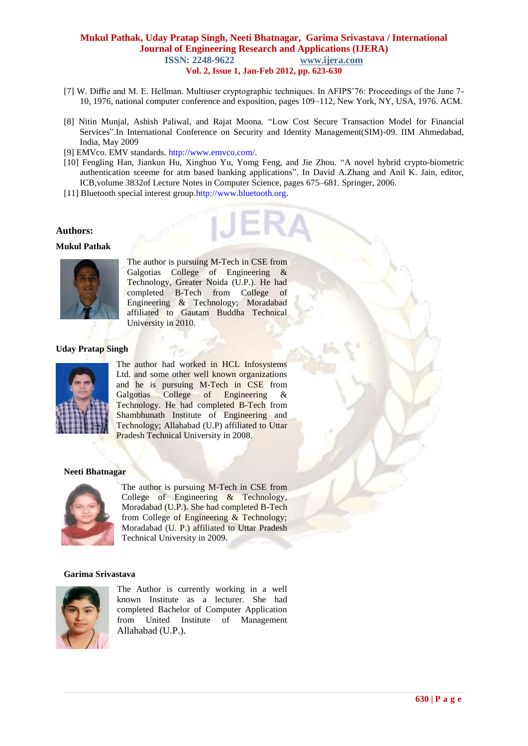[7] W. Diffie and M. E. Hellman. Multiuser cryptographic techniques. In AFIPS'76: Proceedings of the June 7-10, 1976, national computer conference and exposition, pages 109–112, New York, NY, USA, 1976. ACM.

[8] Nitin Munjal, Ashish Paliwal, and Rajat Moona. "Low Cost Secure Transaction Model for Financial Services".In International Conference on Security and Identity Management(SIM)-09. IIM Ahmedabad, India, May 2009

[9] EMVco. EMV standards. http://www.emvco.com/.

[10] Fengling Han, Jiankun Hu, Xinghuo Yu, Yomg Feng, and Jie Zhou. "A novel hybrid crypto-biometric authentication sceeme for atm based banking applications". In David A.Zhang and Anil K. Jain, editor, ICB,volume 3832of Lecture Notes in Computer Science, pages 675–681. Springer, 2006.

[11] Bluetooth special interest group.http://www.bluetooth.org.

## Authors:

**Mukul Pathak**

The author is pursuing M-Tech in CSE from Galgotias College of Engineering & Technology, Greater Noida (U.P.). He had completed B-Tech from College of Engineering & Technology; Moradabad affiliated to Gautam Buddha Technical University in 2010.

**Uday Pratap Singh**

The author had worked in HCL Infosystems Ltd. and some other well known organizations and he is pursuing M-Tech in CSE from Galgotias College of Engineering & Technology. He had completed B-Tech from Shambhunath Institute of Engineering and Technology; Allahabad (U.P) affiliated to Uttar Pradesh Technical University in 2008.

**Neeti Bhatnagar**

The author is pursuing M-Tech in CSE from College of Engineering & Technology, Moradabad (U.P.). She had completed B-Tech from College of Engineering & Technology; Moradabad (U. P.) affiliated to Uttar Pradesh Technical University in 2009.

**Garima Srivastava**

The Author is currently working in a well known Institute as a lecturer. She had completed Bachelor of Computer Application from United Institute of Management Allahabad (U.P.).